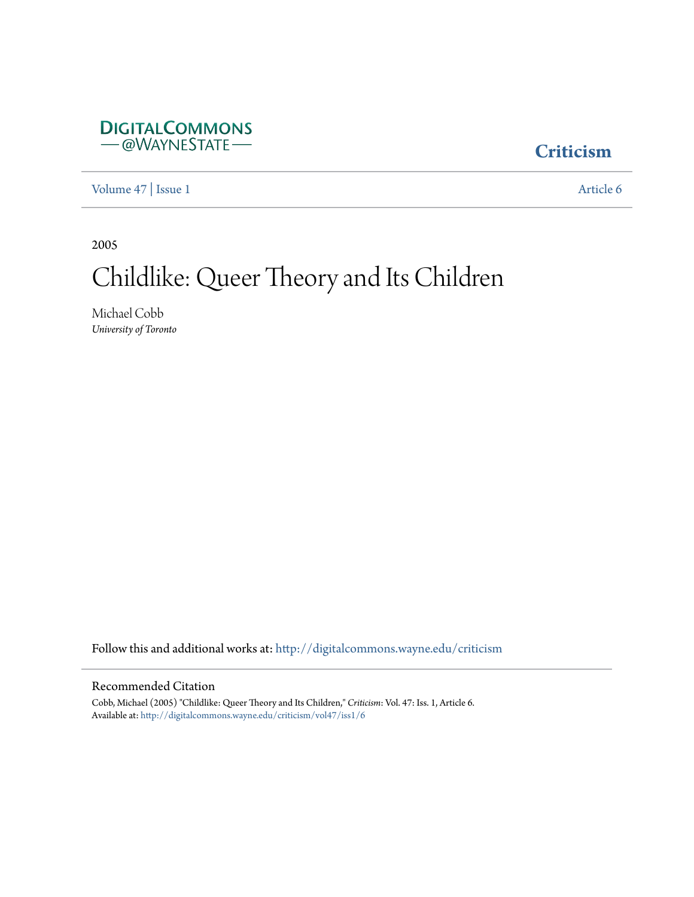DIGITALCOMMONS
— @WAYNESTATE —

**Criticism**

Volume 47 | Issue 1 Article 6

2005

# Childlike: Queer Theory and Its Children

Michael Cobb
*University of Toronto*

Follow this and additional works at: http://digitalcommons.wayne.edu/criticism

## Recommended Citation

Cobb, Michael (2005) "Childlike: Queer Theory and Its Children," *Criticism*: Vol. 47: Iss. 1, Article 6.
Available at: http://digitalcommons.wayne.edu/criticism/vol47/iss1/6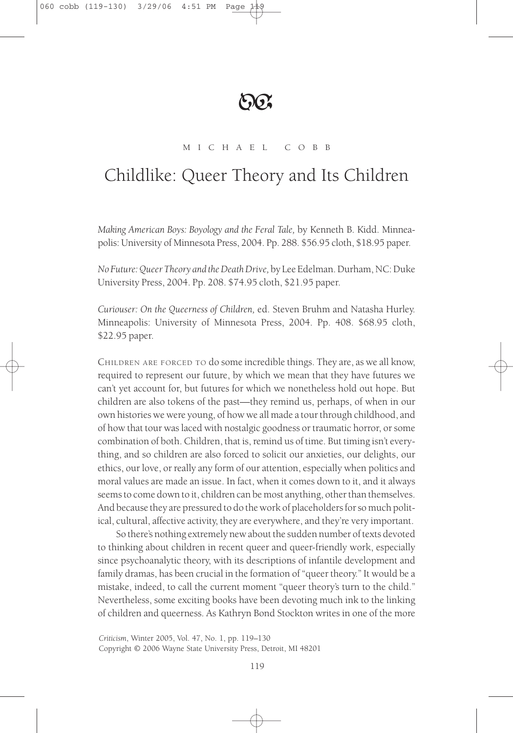MICHAEL COBB

# Childlike: Queer Theory and Its Children

*Making American Boys: Boyology and the Feral Tale,* by Kenneth B. Kidd. Minneapolis: University of Minnesota Press, 2004. Pp. 288. $56.95 cloth, $18.95 paper.

*No Future: Queer Theory and the Death Drive,* by Lee Edelman. Durham, NC: Duke University Press, 2004. Pp. 208. $74.95 cloth, $21.95 paper.

*Curiouser: On the Queerness of Children,* ed. Steven Bruhm and Natasha Hurley. Minneapolis: University of Minnesota Press, 2004. Pp. 408. $68.95 cloth, $22.95 paper.

CHILDREN ARE FORCED TO do some incredible things. They are, as we all know, required to represent our future, by which we mean that they have futures we can't yet account for, but futures for which we nonetheless hold out hope. But children are also tokens of the past—they remind us, perhaps, of when in our own histories we were young, of how we all made a tour through childhood, and of how that tour was laced with nostalgic goodness or traumatic horror, or some combination of both. Children, that is, remind us of time. But timing isn't everything, and so children are also forced to solicit our anxieties, our delights, our ethics, our love, or really any form of our attention, especially when politics and moral values are made an issue. In fact, when it comes down to it, and it always seems to come down to it, children can be most anything, other than themselves. And because they are pressured to do the work of placeholders for so much political, cultural, affective activity, they are everywhere, and they're very important.

So there's nothing extremely new about the sudden number of texts devoted to thinking about children in recent queer and queer-friendly work, especially since psychoanalytic theory, with its descriptions of infantile development and family dramas, has been crucial in the formation of "queer theory." It would be a mistake, indeed, to call the current moment "queer theory's turn to the child." Nevertheless, some exciting books have been devoting much ink to the linking of children and queerness. As Kathryn Bond Stockton writes in one of the more

*Criticism*, Winter 2005, Vol. 47, No. 1, pp. 119–130
Copyright © 2006 Wayne State University Press, Detroit, MI 48201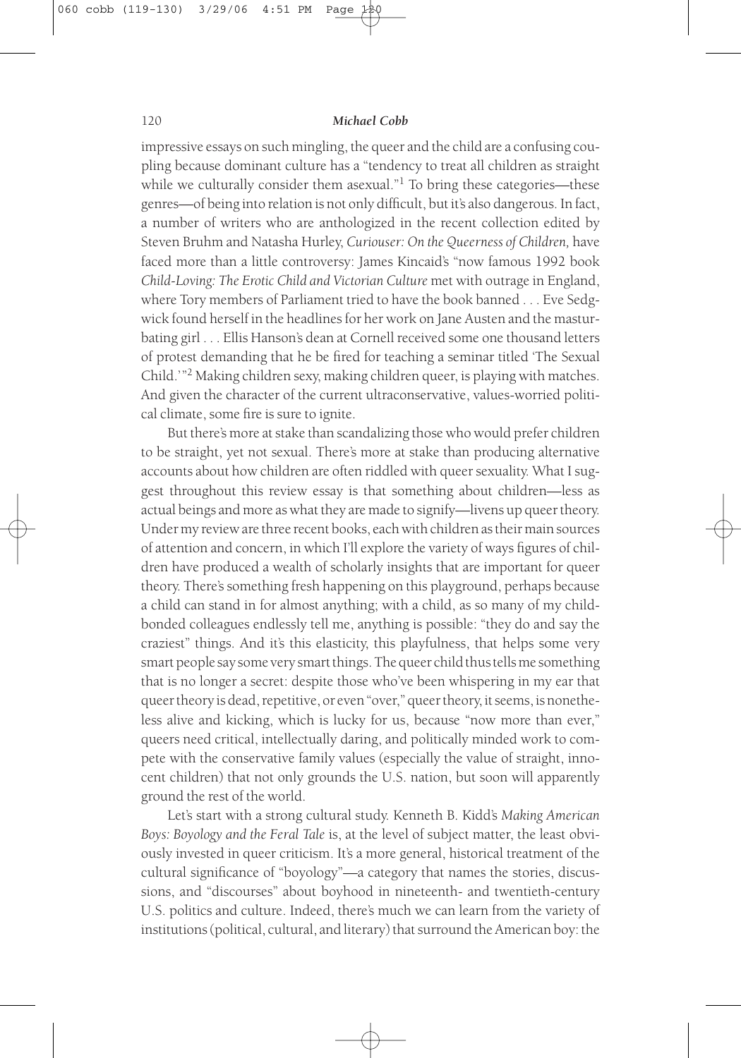impressive essays on such mingling, the queer and the child are a confusing coupling because dominant culture has a "tendency to treat all children as straight while we culturally consider them asexual."[1] To bring these categories—these genres—of being into relation is not only difficult, but it's also dangerous. In fact, a number of writers who are anthologized in the recent collection edited by Steven Bruhm and Natasha Hurley, *Curiouser: On the Queerness of Children,* have faced more than a little controversy: James Kincaid's "now famous 1992 book *Child-Loving: The Erotic Child and Victorian Culture* met with outrage in England, where Tory members of Parliament tried to have the book banned . . . Eve Sedgwick found herself in the headlines for her work on Jane Austen and the masturbating girl . . . Ellis Hanson's dean at Cornell received some one thousand letters of protest demanding that he be fired for teaching a seminar titled 'The Sexual Child.'"[2] Making children sexy, making children queer, is playing with matches. And given the character of the current ultraconservative, values-worried political climate, some fire is sure to ignite.

But there's more at stake than scandalizing those who would prefer children to be straight, yet not sexual. There's more at stake than producing alternative accounts about how children are often riddled with queer sexuality. What I suggest throughout this review essay is that something about children—less as actual beings and more as what they are made to signify—livens up queer theory. Under my review are three recent books, each with children as their main sources of attention and concern, in which I'll explore the variety of ways figures of children have produced a wealth of scholarly insights that are important for queer theory. There's something fresh happening on this playground, perhaps because a child can stand in for almost anything; with a child, as so many of my child-bonded colleagues endlessly tell me, anything is possible: "they do and say the craziest" things. And it's this elasticity, this playfulness, that helps some very smart people say some very smart things. The queer child thus tells me something that is no longer a secret: despite those who've been whispering in my ear that queer theory is dead, repetitive, or even "over," queer theory, it seems, is nonetheless alive and kicking, which is lucky for us, because "now more than ever," queers need critical, intellectually daring, and politically minded work to compete with the conservative family values (especially the value of straight, innocent children) that not only grounds the U.S. nation, but soon will apparently ground the rest of the world.

Let's start with a strong cultural study. Kenneth B. Kidd's *Making American Boys: Boyology and the Feral Tale* is, at the level of subject matter, the least obviously invested in queer criticism. It's a more general, historical treatment of the cultural significance of "boyology"—a category that names the stories, discussions, and "discourses" about boyhood in nineteenth- and twentieth-century U.S. politics and culture. Indeed, there's much we can learn from the variety of institutions (political, cultural, and literary) that surround the American boy: the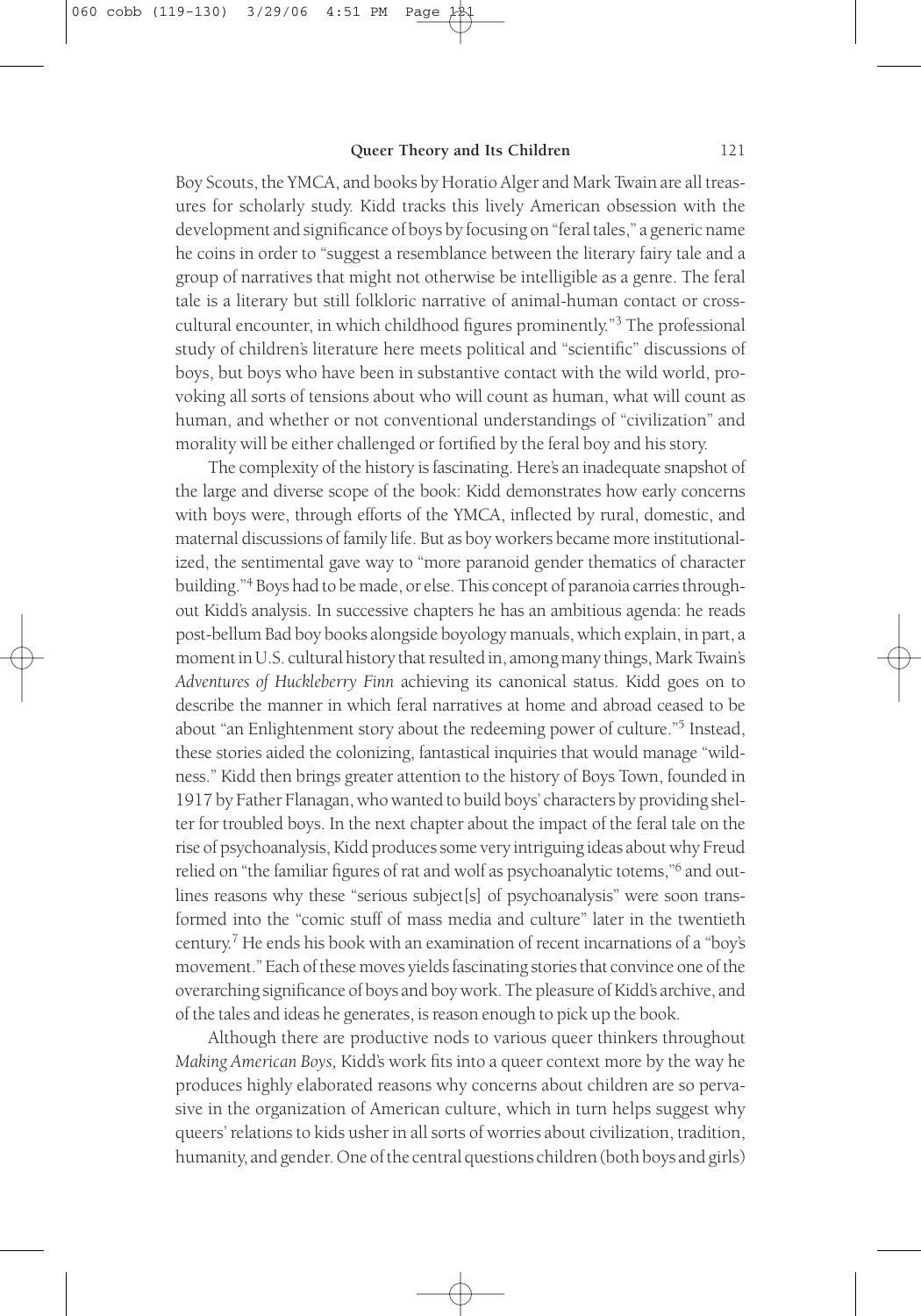Boy Scouts, the YMCA, and books by Horatio Alger and Mark Twain are all treasures for scholarly study. Kidd tracks this lively American obsession with the development and significance of boys by focusing on "feral tales," a generic name he coins in order to "suggest a resemblance between the literary fairy tale and a group of narratives that might not otherwise be intelligible as a genre. The feral tale is a literary but still folkloric narrative of animal-human contact or cross-cultural encounter, in which childhood figures prominently."[3] The professional study of children's literature here meets political and "scientific" discussions of boys, but boys who have been in substantive contact with the wild world, provoking all sorts of tensions about who will count as human, what will count as human, and whether or not conventional understandings of "civilization" and morality will be either challenged or fortified by the feral boy and his story.

The complexity of the history is fascinating. Here's an inadequate snapshot of the large and diverse scope of the book: Kidd demonstrates how early concerns with boys were, through efforts of the YMCA, inflected by rural, domestic, and maternal discussions of family life. But as boy workers became more institutionalized, the sentimental gave way to "more paranoid gender thematics of character building."[4] Boys had to be made, or else. This concept of paranoia carries throughout Kidd's analysis. In successive chapters he has an ambitious agenda: he reads post-bellum Bad boy books alongside boyology manuals, which explain, in part, a moment in U.S. cultural history that resulted in, among many things, Mark Twain's *Adventures of Huckleberry Finn* achieving its canonical status. Kidd goes on to describe the manner in which feral narratives at home and abroad ceased to be about "an Enlightenment story about the redeeming power of culture."[5] Instead, these stories aided the colonizing, fantastical inquiries that would manage "wildness." Kidd then brings greater attention to the history of Boys Town, founded in 1917 by Father Flanagan, who wanted to build boys' characters by providing shelter for troubled boys. In the next chapter about the impact of the feral tale on the rise of psychoanalysis, Kidd produces some very intriguing ideas about why Freud relied on "the familiar figures of rat and wolf as psychoanalytic totems,"[6] and outlines reasons why these "serious subject[s] of psychoanalysis" were soon transformed into the "comic stuff of mass media and culture" later in the twentieth century.[7] He ends his book with an examination of recent incarnations of a "boy's movement." Each of these moves yields fascinating stories that convince one of the overarching significance of boys and boy work. The pleasure of Kidd's archive, and of the tales and ideas he generates, is reason enough to pick up the book.

Although there are productive nods to various queer thinkers throughout *Making American Boys,* Kidd's work fits into a queer context more by the way he produces highly elaborated reasons why concerns about children are so pervasive in the organization of American culture, which in turn helps suggest why queers' relations to kids usher in all sorts of worries about civilization, tradition, humanity, and gender. One of the central questions children (both boys and girls)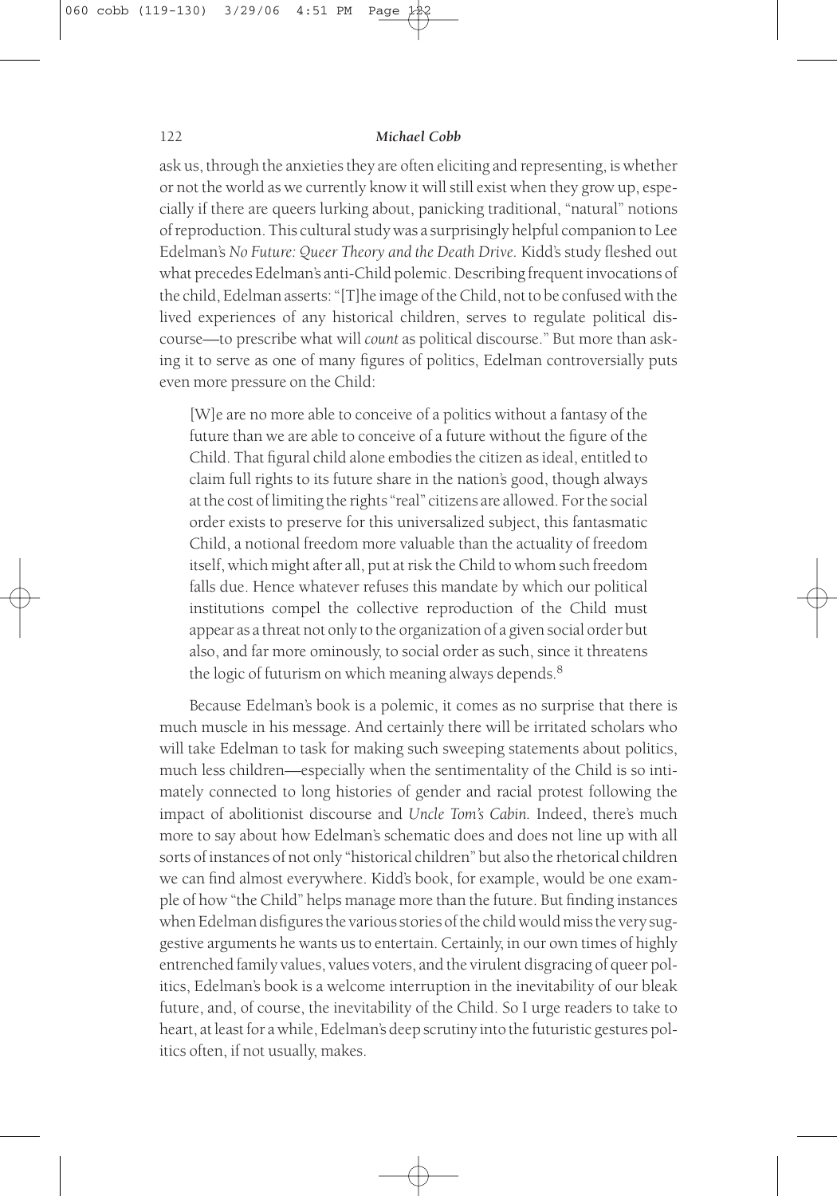ask us, through the anxieties they are often eliciting and representing, is whether or not the world as we currently know it will still exist when they grow up, especially if there are queers lurking about, panicking traditional, "natural" notions of reproduction. This cultural study was a surprisingly helpful companion to Lee Edelman's *No Future: Queer Theory and the Death Drive.* Kidd's study fleshed out what precedes Edelman's anti-Child polemic. Describing frequent invocations of the child, Edelman asserts: "[T]he image of the Child, not to be confused with the lived experiences of any historical children, serves to regulate political discourse—to prescribe what will *count* as political discourse." But more than asking it to serve as one of many figures of politics, Edelman controversially puts even more pressure on the Child:

> [W]e are no more able to conceive of a politics without a fantasy of the future than we are able to conceive of a future without the figure of the Child. That figural child alone embodies the citizen as ideal, entitled to claim full rights to its future share in the nation's good, though always at the cost of limiting the rights "real" citizens are allowed. For the social order exists to preserve for this universalized subject, this fantasmatic Child, a notional freedom more valuable than the actuality of freedom itself, which might after all, put at risk the Child to whom such freedom falls due. Hence whatever refuses this mandate by which our political institutions compel the collective reproduction of the Child must appear as a threat not only to the organization of a given social order but also, and far more ominously, to social order as such, since it threatens the logic of futurism on which meaning always depends.[8]

Because Edelman's book is a polemic, it comes as no surprise that there is much muscle in his message. And certainly there will be irritated scholars who will take Edelman to task for making such sweeping statements about politics, much less children—especially when the sentimentality of the Child is so intimately connected to long histories of gender and racial protest following the impact of abolitionist discourse and *Uncle Tom's Cabin.* Indeed, there's much more to say about how Edelman's schematic does and does not line up with all sorts of instances of not only "historical children" but also the rhetorical children we can find almost everywhere. Kidd's book, for example, would be one example of how "the Child" helps manage more than the future. But finding instances when Edelman disfigures the various stories of the child would miss the very suggestive arguments he wants us to entertain. Certainly, in our own times of highly entrenched family values, values voters, and the virulent disgracing of queer politics, Edelman's book is a welcome interruption in the inevitability of our bleak future, and, of course, the inevitability of the Child. So I urge readers to take to heart, at least for a while, Edelman's deep scrutiny into the futuristic gestures politics often, if not usually, makes.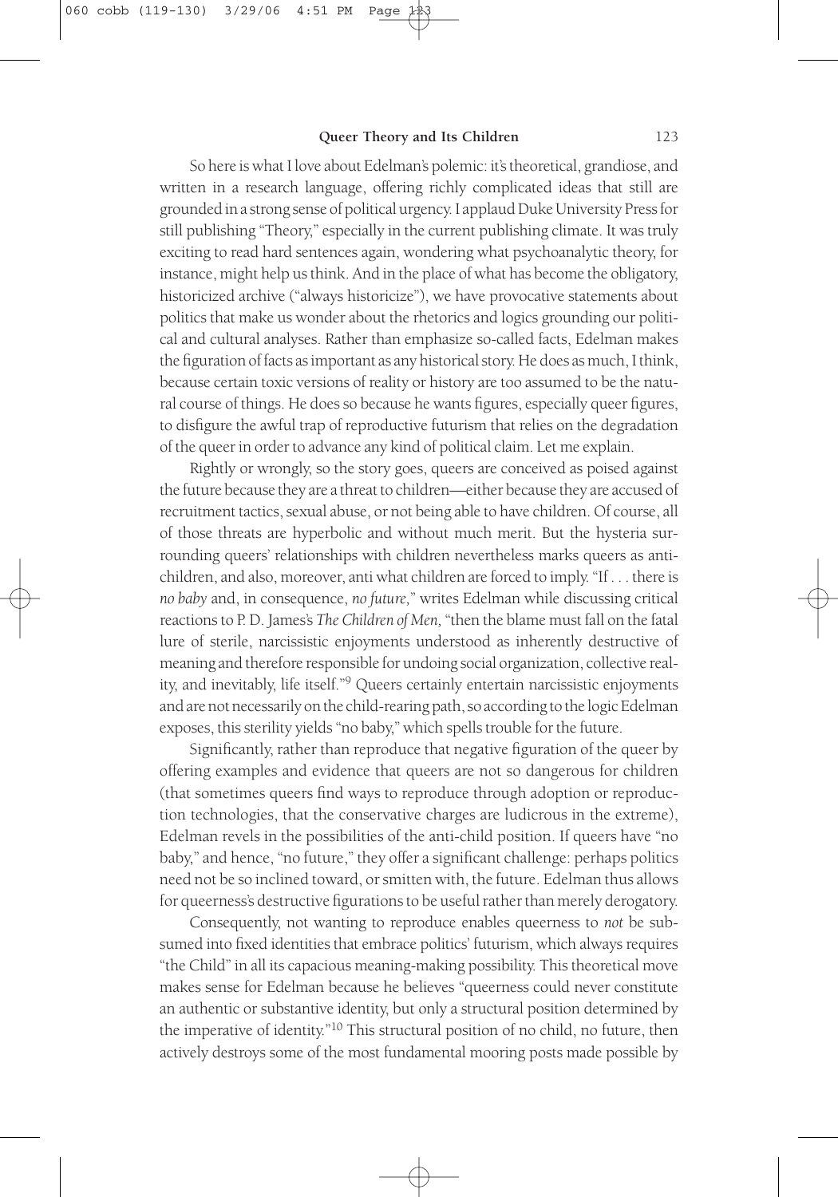So here is what I love about Edelman's polemic: it's theoretical, grandiose, and written in a research language, offering richly complicated ideas that still are grounded in a strong sense of political urgency. I applaud Duke University Press for still publishing "Theory," especially in the current publishing climate. It was truly exciting to read hard sentences again, wondering what psychoanalytic theory, for instance, might help us think. And in the place of what has become the obligatory, historicized archive ("always historicize"), we have provocative statements about politics that make us wonder about the rhetorics and logics grounding our political and cultural analyses. Rather than emphasize so-called facts, Edelman makes the figuration of facts as important as any historical story. He does as much, I think, because certain toxic versions of reality or history are too assumed to be the natural course of things. He does so because he wants figures, especially queer figures, to disfigure the awful trap of reproductive futurism that relies on the degradation of the queer in order to advance any kind of political claim. Let me explain.

Rightly or wrongly, so the story goes, queers are conceived as poised against the future because they are a threat to children—either because they are accused of recruitment tactics, sexual abuse, or not being able to have children. Of course, all of those threats are hyperbolic and without much merit. But the hysteria surrounding queers' relationships with children nevertheless marks queers as anti-children, and also, moreover, anti what children are forced to imply. "If . . . there is *no baby* and, in consequence, *no future,*" writes Edelman while discussing critical reactions to P. D. James's *The Children of Men,* "then the blame must fall on the fatal lure of sterile, narcissistic enjoyments understood as inherently destructive of meaning and therefore responsible for undoing social organization, collective reality, and inevitably, life itself."[9] Queers certainly entertain narcissistic enjoyments and are not necessarily on the child-rearing path, so according to the logic Edelman exposes, this sterility yields "no baby," which spells trouble for the future.

Significantly, rather than reproduce that negative figuration of the queer by offering examples and evidence that queers are not so dangerous for children (that sometimes queers find ways to reproduce through adoption or reproduction technologies, that the conservative charges are ludicrous in the extreme), Edelman revels in the possibilities of the anti-child position. If queers have "no baby," and hence, "no future," they offer a significant challenge: perhaps politics need not be so inclined toward, or smitten with, the future. Edelman thus allows for queerness's destructive figurations to be useful rather than merely derogatory.

Consequently, not wanting to reproduce enables queerness to *not* be subsumed into fixed identities that embrace politics' futurism, which always requires "the Child" in all its capacious meaning-making possibility. This theoretical move makes sense for Edelman because he believes "queerness could never constitute an authentic or substantive identity, but only a structural position determined by the imperative of identity."[10] This structural position of no child, no future, then actively destroys some of the most fundamental mooring posts made possible by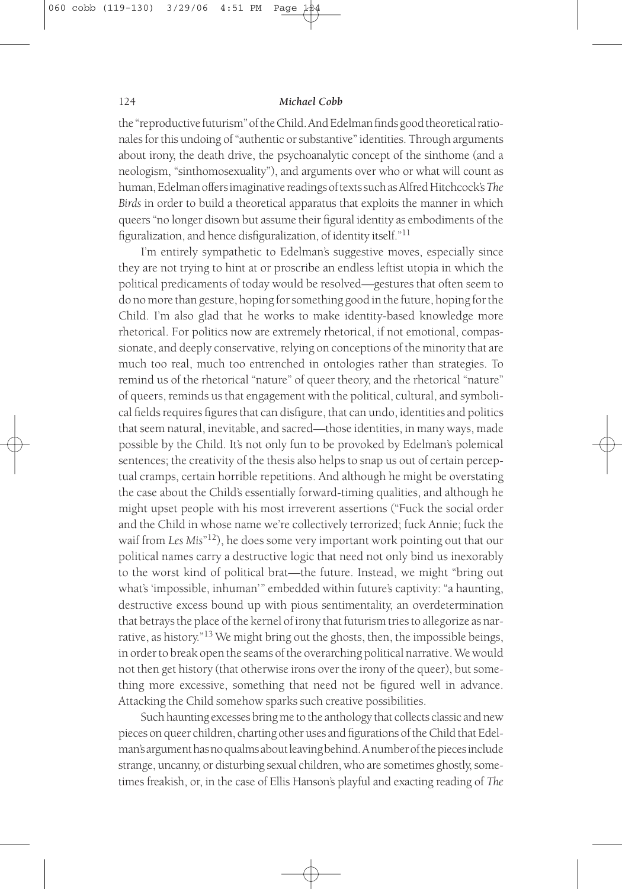the "reproductive futurism" of the Child. And Edelman finds good theoretical rationales for this undoing of "authentic or substantive" identities. Through arguments about irony, the death drive, the psychoanalytic concept of the sinthome (and a neologism, "sinthomosexuality"), and arguments over who or what will count as human, Edelman offers imaginative readings of texts such as Alfred Hitchcock's *The Birds* in order to build a theoretical apparatus that exploits the manner in which queers "no longer disown but assume their figural identity as embodiments of the figuralization, and hence disfiguralization, of identity itself."[11]

I'm entirely sympathetic to Edelman's suggestive moves, especially since they are not trying to hint at or proscribe an endless leftist utopia in which the political predicaments of today would be resolved—gestures that often seem to do no more than gesture, hoping for something good in the future, hoping for the Child. I'm also glad that he works to make identity-based knowledge more rhetorical. For politics now are extremely rhetorical, if not emotional, compassionate, and deeply conservative, relying on conceptions of the minority that are much too real, much too entrenched in ontologies rather than strategies. To remind us of the rhetorical "nature" of queer theory, and the rhetorical "nature" of queers, reminds us that engagement with the political, cultural, and symbolical fields requires figures that can disfigure, that can undo, identities and politics that seem natural, inevitable, and sacred—those identities, in many ways, made possible by the Child. It's not only fun to be provoked by Edelman's polemical sentences; the creativity of the thesis also helps to snap us out of certain perceptual cramps, certain horrible repetitions. And although he might be overstating the case about the Child's essentially forward-timing qualities, and although he might upset people with his most irreverent assertions ("Fuck the social order and the Child in whose name we're collectively terrorized; fuck Annie; fuck the waif from *Les Mis*"[12]), he does some very important work pointing out that our political names carry a destructive logic that need not only bind us inexorably to the worst kind of political brat—the future. Instead, we might "bring out what's 'impossible, inhuman'" embedded within future's captivity: "a haunting, destructive excess bound up with pious sentimentality, an overdetermination that betrays the place of the kernel of irony that futurism tries to allegorize as narrative, as history."[13] We might bring out the ghosts, then, the impossible beings, in order to break open the seams of the overarching political narrative. We would not then get history (that otherwise irons over the irony of the queer), but something more excessive, something that need not be figured well in advance. Attacking the Child somehow sparks such creative possibilities.

Such haunting excesses bring me to the anthology that collects classic and new pieces on queer children, charting other uses and figurations of the Child that Edelman's argument has no qualms about leaving behind. A number of the pieces include strange, uncanny, or disturbing sexual children, who are sometimes ghostly, sometimes freakish, or, in the case of Ellis Hanson's playful and exacting reading of *The*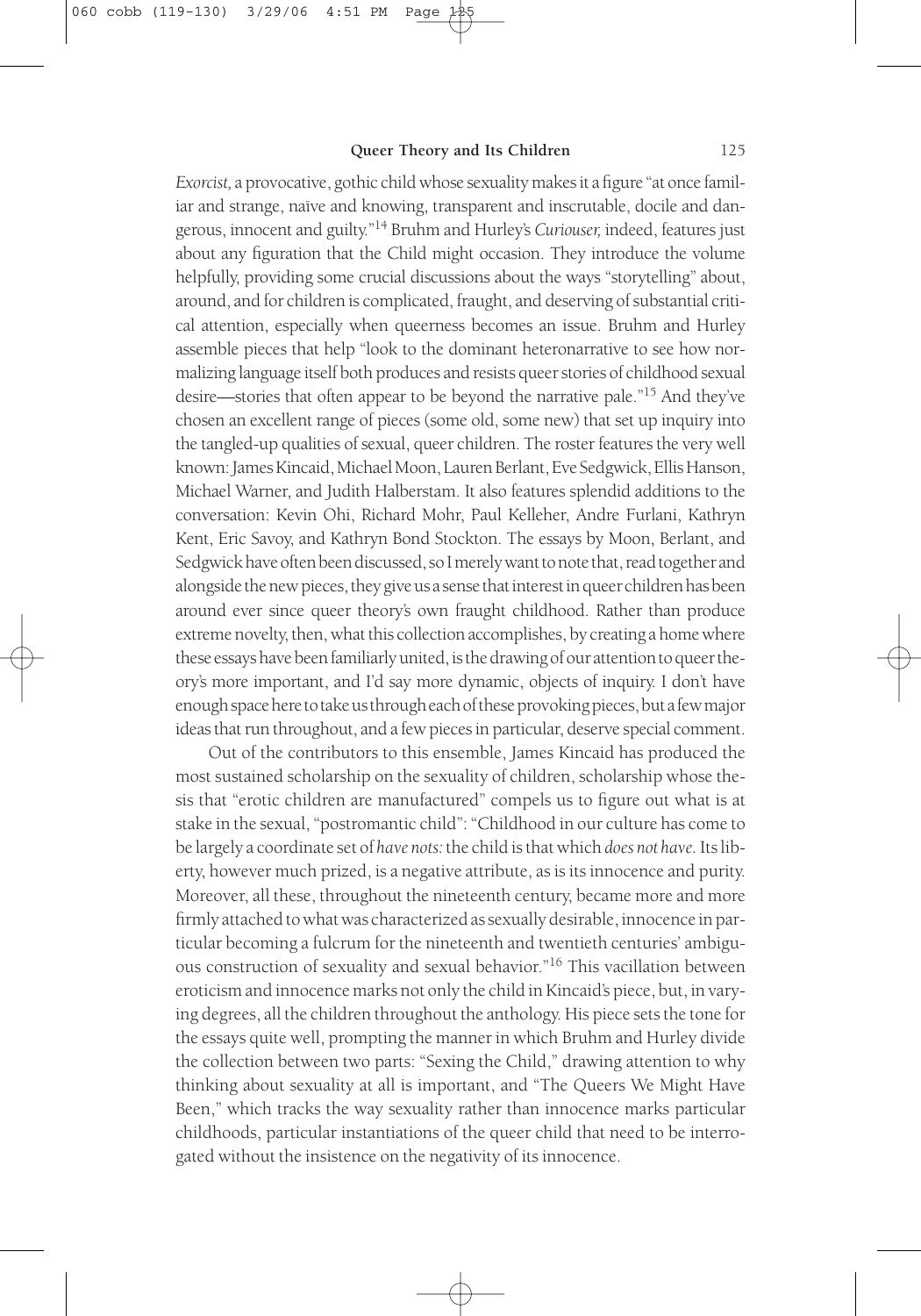*Exorcist,* a provocative, gothic child whose sexuality makes it a figure "at once familiar and strange, naïve and knowing, transparent and inscrutable, docile and dangerous, innocent and guilty."[14] Bruhm and Hurley's *Curiouser,* indeed, features just about any figuration that the Child might occasion. They introduce the volume helpfully, providing some crucial discussions about the ways "storytelling" about, around, and for children is complicated, fraught, and deserving of substantial critical attention, especially when queerness becomes an issue. Bruhm and Hurley assemble pieces that help "look to the dominant heteronarrative to see how normalizing language itself both produces and resists queer stories of childhood sexual desire—stories that often appear to be beyond the narrative pale."[15] And they've chosen an excellent range of pieces (some old, some new) that set up inquiry into the tangled-up qualities of sexual, queer children. The roster features the very well known: James Kincaid, Michael Moon, Lauren Berlant, Eve Sedgwick, Ellis Hanson, Michael Warner, and Judith Halberstam. It also features splendid additions to the conversation: Kevin Ohi, Richard Mohr, Paul Kelleher, Andre Furlani, Kathryn Kent, Eric Savoy, and Kathryn Bond Stockton. The essays by Moon, Berlant, and Sedgwick have often been discussed, so I merely want to note that, read together and alongside the new pieces, they give us a sense that interest in queer children has been around ever since queer theory's own fraught childhood. Rather than produce extreme novelty, then, what this collection accomplishes, by creating a home where these essays have been familiarly united, is the drawing of our attention to queer theory's more important, and I'd say more dynamic, objects of inquiry. I don't have enough space here to take us through each of these provoking pieces, but a few major ideas that run throughout, and a few pieces in particular, deserve special comment.

Out of the contributors to this ensemble, James Kincaid has produced the most sustained scholarship on the sexuality of children, scholarship whose thesis that "erotic children are manufactured" compels us to figure out what is at stake in the sexual, "postromantic child": "Childhood in our culture has come to be largely a coordinate set of *have nots:* the child is that which *does not have*. Its liberty, however much prized, is a negative attribute, as is its innocence and purity. Moreover, all these, throughout the nineteenth century, became more and more firmly attached to what was characterized as sexually desirable, innocence in particular becoming a fulcrum for the nineteenth and twentieth centuries' ambiguous construction of sexuality and sexual behavior."[16] This vacillation between eroticism and innocence marks not only the child in Kincaid's piece, but, in varying degrees, all the children throughout the anthology. His piece sets the tone for the essays quite well, prompting the manner in which Bruhm and Hurley divide the collection between two parts: "Sexing the Child," drawing attention to why thinking about sexuality at all is important, and "The Queers We Might Have Been," which tracks the way sexuality rather than innocence marks particular childhoods, particular instantiations of the queer child that need to be interrogated without the insistence on the negativity of its innocence.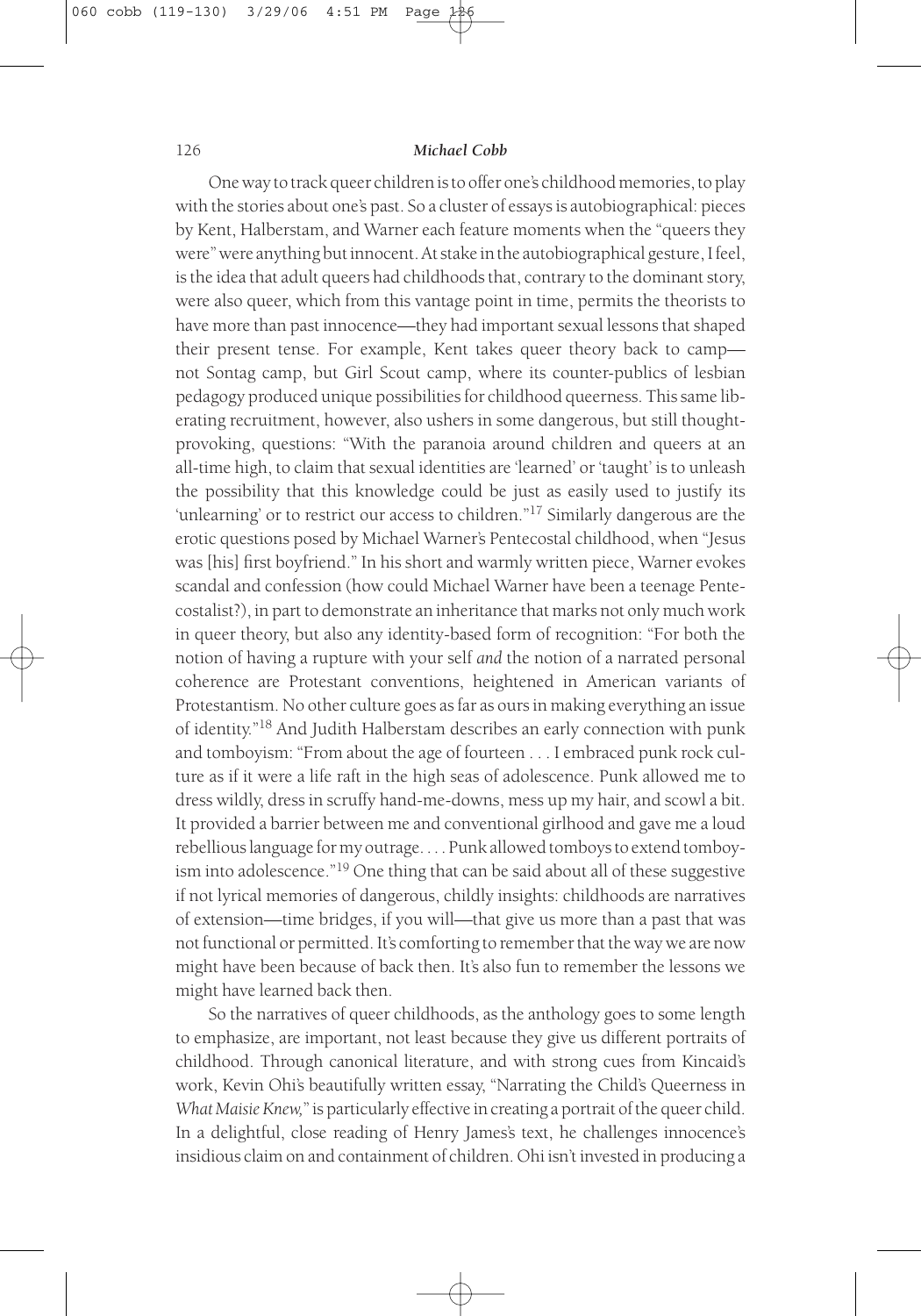One way to track queer children is to offer one's childhood memories, to play with the stories about one's past. So a cluster of essays is autobiographical: pieces by Kent, Halberstam, and Warner each feature moments when the "queers they were" were anything but innocent. At stake in the autobiographical gesture, I feel, is the idea that adult queers had childhoods that, contrary to the dominant story, were also queer, which from this vantage point in time, permits the theorists to have more than past innocence—they had important sexual lessons that shaped their present tense. For example, Kent takes queer theory back to camp—not Sontag camp, but Girl Scout camp, where its counter-publics of lesbian pedagogy produced unique possibilities for childhood queerness. This same liberating recruitment, however, also ushers in some dangerous, but still thought-provoking, questions: "With the paranoia around children and queers at an all-time high, to claim that sexual identities are 'learned' or 'taught' is to unleash the possibility that this knowledge could be just as easily used to justify its 'unlearning' or to restrict our access to children."[17] Similarly dangerous are the erotic questions posed by Michael Warner's Pentecostal childhood, when "Jesus was [his] first boyfriend." In his short and warmly written piece, Warner evokes scandal and confession (how could Michael Warner have been a teenage Pentecostalist?), in part to demonstrate an inheritance that marks not only much work in queer theory, but also any identity-based form of recognition: "For both the notion of having a rupture with your self *and* the notion of a narrated personal coherence are Protestant conventions, heightened in American variants of Protestantism. No other culture goes as far as ours in making everything an issue of identity."[18] And Judith Halberstam describes an early connection with punk and tomboyism: "From about the age of fourteen . . . I embraced punk rock culture as if it were a life raft in the high seas of adolescence. Punk allowed me to dress wildly, dress in scruffy hand-me-downs, mess up my hair, and scowl a bit. It provided a barrier between me and conventional girlhood and gave me a loud rebellious language for my outrage. . . . Punk allowed tomboys to extend tomboyism into adolescence."[19] One thing that can be said about all of these suggestive if not lyrical memories of dangerous, childly insights: childhoods are narratives of extension—time bridges, if you will—that give us more than a past that was not functional or permitted. It's comforting to remember that the way we are now might have been because of back then. It's also fun to remember the lessons we might have learned back then.

So the narratives of queer childhoods, as the anthology goes to some length to emphasize, are important, not least because they give us different portraits of childhood. Through canonical literature, and with strong cues from Kincaid's work, Kevin Ohi's beautifully written essay, "Narrating the Child's Queerness in *What Maisie Knew*," is particularly effective in creating a portrait of the queer child. In a delightful, close reading of Henry James's text, he challenges innocence's insidious claim on and containment of children. Ohi isn't invested in producing a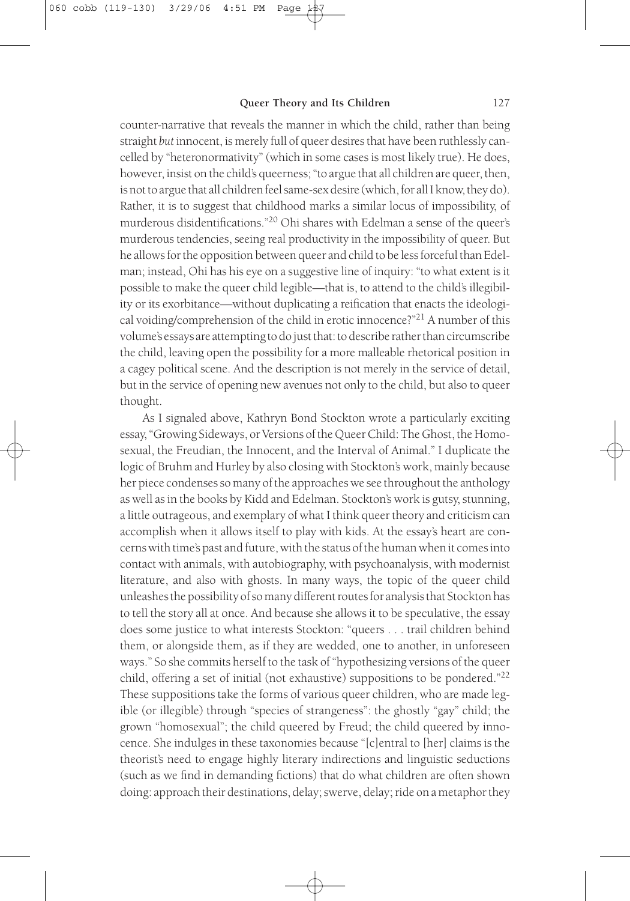counter-narrative that reveals the manner in which the child, rather than being straight *but* innocent, is merely full of queer desires that have been ruthlessly cancelled by "heteronormativity" (which in some cases is most likely true). He does, however, insist on the child's queerness; "to argue that all children are queer, then, is not to argue that all children feel same-sex desire (which, for all I know, they do). Rather, it is to suggest that childhood marks a similar locus of impossibility, of murderous disidentifications."[20] Ohi shares with Edelman a sense of the queer's murderous tendencies, seeing real productivity in the impossibility of queer. But he allows for the opposition between queer and child to be less forceful than Edelman; instead, Ohi has his eye on a suggestive line of inquiry: "to what extent is it possible to make the queer child legible—that is, to attend to the child's illegibility or its exorbitance—without duplicating a reification that enacts the ideological voiding/comprehension of the child in erotic innocence?"[21] A number of this volume's essays are attempting to do just that: to describe rather than circumscribe the child, leaving open the possibility for a more malleable rhetorical position in a cagey political scene. And the description is not merely in the service of detail, but in the service of opening new avenues not only to the child, but also to queer thought.

As I signaled above, Kathryn Bond Stockton wrote a particularly exciting essay, "Growing Sideways, or Versions of the Queer Child: The Ghost, the Homosexual, the Freudian, the Innocent, and the Interval of Animal." I duplicate the logic of Bruhm and Hurley by also closing with Stockton's work, mainly because her piece condenses so many of the approaches we see throughout the anthology as well as in the books by Kidd and Edelman. Stockton's work is gutsy, stunning, a little outrageous, and exemplary of what I think queer theory and criticism can accomplish when it allows itself to play with kids. At the essay's heart are concerns with time's past and future, with the status of the human when it comes into contact with animals, with autobiography, with psychoanalysis, with modernist literature, and also with ghosts. In many ways, the topic of the queer child unleashes the possibility of so many different routes for analysis that Stockton has to tell the story all at once. And because she allows it to be speculative, the essay does some justice to what interests Stockton: "queers . . . trail children behind them, or alongside them, as if they are wedded, one to another, in unforeseen ways." So she commits herself to the task of "hypothesizing versions of the queer child, offering a set of initial (not exhaustive) suppositions to be pondered."[22] These suppositions take the forms of various queer children, who are made legible (or illegible) through "species of strangeness": the ghostly "gay" child; the grown "homosexual"; the child queered by Freud; the child queered by innocence. She indulges in these taxonomies because "[c]entral to [her] claims is the theorist's need to engage highly literary indirections and linguistic seductions (such as we find in demanding fictions) that do what children are often shown doing: approach their destinations, delay; swerve, delay; ride on a metaphor they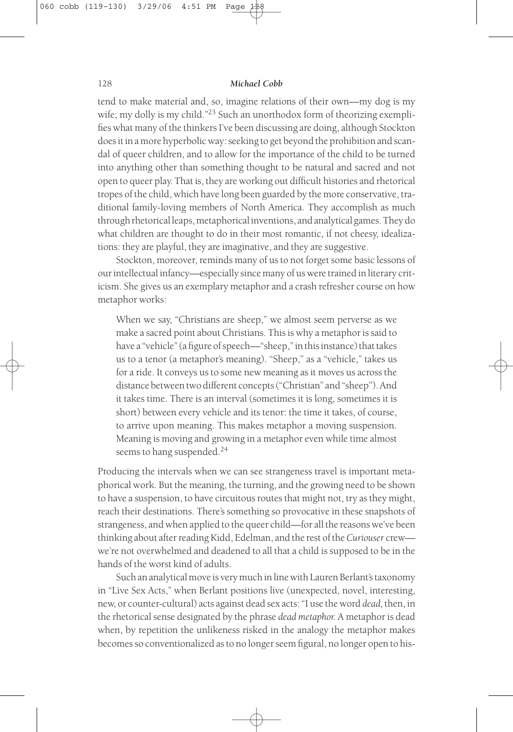tend to make material and, so, imagine relations of their own—my dog is my wife; my dolly is my child."[23] Such an unorthodox form of theorizing exemplifies what many of the thinkers I've been discussing are doing, although Stockton does it in a more hyperbolic way: seeking to get beyond the prohibition and scandal of queer children, and to allow for the importance of the child to be turned into anything other than something thought to be natural and sacred and not open to queer play. That is, they are working out difficult histories and rhetorical tropes of the child, which have long been guarded by the more conservative, traditional family-loving members of North America. They accomplish as much through rhetorical leaps, metaphorical inventions, and analytical games. They do what children are thought to do in their most romantic, if not cheesy, idealizations: they are playful, they are imaginative, and they are suggestive.

Stockton, moreover, reminds many of us to not forget some basic lessons of our intellectual infancy—especially since many of us were trained in literary criticism. She gives us an exemplary metaphor and a crash refresher course on how metaphor works:

> When we say, "Christians are sheep," we almost seem perverse as we make a sacred point about Christians. This is why a metaphor is said to have a "vehicle" (a figure of speech—"sheep," in this instance) that takes us to a tenor (a metaphor's meaning). "Sheep," as a "vehicle," takes us for a ride. It conveys us to some new meaning as it moves us across the distance between two different concepts ("Christian" and "sheep"). And it takes time. There is an interval (sometimes it is long, sometimes it is short) between every vehicle and its tenor: the time it takes, of course, to arrive upon meaning. This makes metaphor a moving suspension. Meaning is moving and growing in a metaphor even while time almost seems to hang suspended.[24]

Producing the intervals when we can see strangeness travel is important metaphorical work. But the meaning, the turning, and the growing need to be shown to have a suspension, to have circuitous routes that might not, try as they might, reach their destinations. There's something so provocative in these snapshots of strangeness, and when applied to the queer child—for all the reasons we've been thinking about after reading Kidd, Edelman, and the rest of the *Curiouser* crew—we're not overwhelmed and deadened to all that a child is supposed to be in the hands of the worst kind of adults.

Such an analytical move is very much in line with Lauren Berlant's taxonomy in "Live Sex Acts," when Berlant positions live (unexpected, novel, interesting, new, or counter-cultural) acts against dead sex acts: "I use the word *dead,* then, in the rhetorical sense designated by the phrase *dead metaphor.* A metaphor is dead when, by repetition the unlikeness risked in the analogy the metaphor makes becomes so conventionalized as to no longer seem figural, no longer open to his-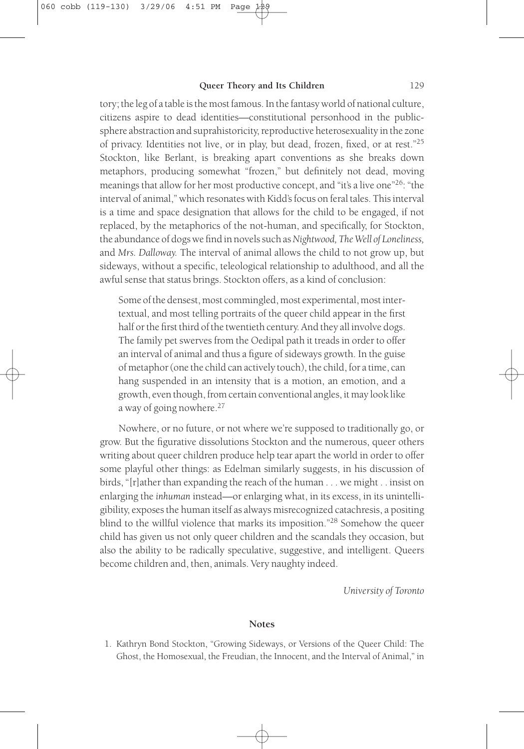tory; the leg of a table is the most famous. In the fantasy world of national culture, citizens aspire to dead identities—constitutional personhood in the public-sphere abstraction and suprahistoricity, reproductive heterosexuality in the zone of privacy. Identities not live, or in play, but dead, frozen, fixed, or at rest."[25] Stockton, like Berlant, is breaking apart conventions as she breaks down metaphors, producing somewhat "frozen," but definitely not dead, moving meanings that allow for her most productive concept, and "it's a live one"[26]: "the interval of animal," which resonates with Kidd's focus on feral tales. This interval is a time and space designation that allows for the child to be engaged, if not replaced, by the metaphorics of the not-human, and specifically, for Stockton, the abundance of dogs we find in novels such as *Nightwood, The Well of Loneliness,* and *Mrs. Dalloway.* The interval of animal allows the child to not grow up, but sideways, without a specific, teleological relationship to adulthood, and all the awful sense that status brings. Stockton offers, as a kind of conclusion:

> Some of the densest, most commingled, most experimental, most intertextual, and most telling portraits of the queer child appear in the first half or the first third of the twentieth century. And they all involve dogs. The family pet swerves from the Oedipal path it treads in order to offer an interval of animal and thus a figure of sideways growth. In the guise of metaphor (one the child can actively touch), the child, for a time, can hang suspended in an intensity that is a motion, an emotion, and a growth, even though, from certain conventional angles, it may look like a way of going nowhere.[27]

Nowhere, or no future, or not where we're supposed to traditionally go, or grow. But the figurative dissolutions Stockton and the numerous, queer others writing about queer children produce help tear apart the world in order to offer some playful other things: as Edelman similarly suggests, in his discussion of birds, "[r]ather than expanding the reach of the human . . . we might . . insist on enlarging the *inhuman* instead—or enlarging what, in its excess, in its unintelligibility, exposes the human itself as always misrecognized catachresis, a positing blind to the willful violence that marks its imposition."[28] Somehow the queer child has given us not only queer children and the scandals they occasion, but also the ability to be radically speculative, suggestive, and intelligent. Queers become children and, then, animals. Very naughty indeed.

*University of Toronto*

## Notes

1. Kathryn Bond Stockton, "Growing Sideways, or Versions of the Queer Child: The Ghost, the Homosexual, the Freudian, the Innocent, and the Interval of Animal," in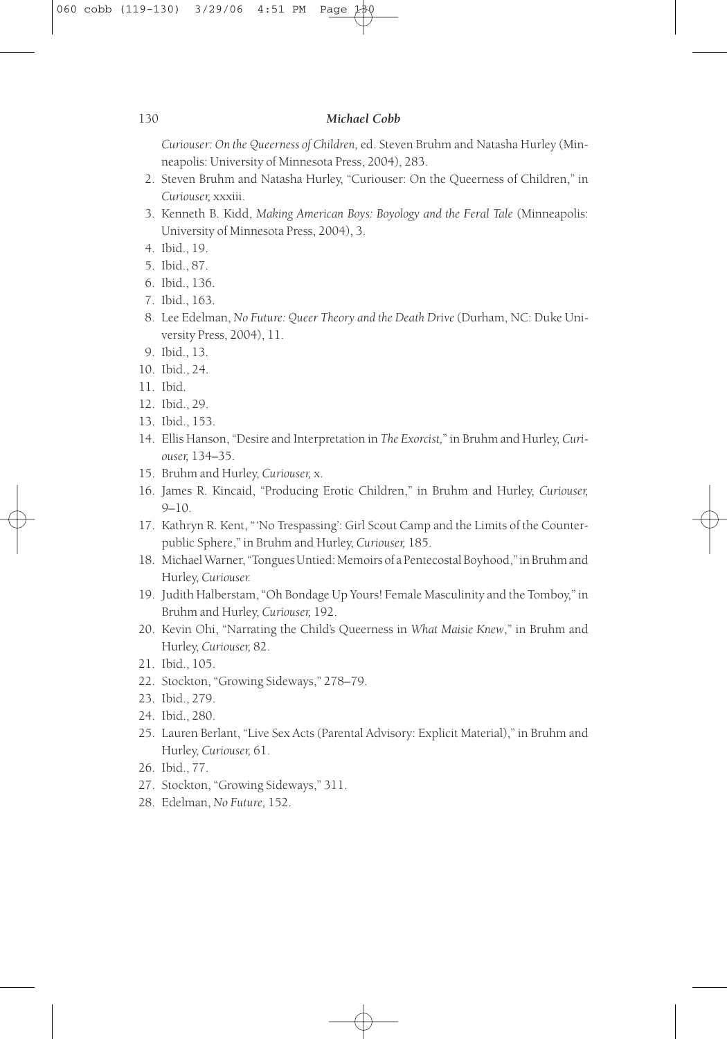*Curiouser: On the Queerness of Children,* ed. Steven Bruhm and Natasha Hurley (Minneapolis: University of Minnesota Press, 2004), 283.

2. Steven Bruhm and Natasha Hurley, "Curiouser: On the Queerness of Children," in *Curiouser,* xxxiii.
3. Kenneth B. Kidd, *Making American Boys: Boyology and the Feral Tale* (Minneapolis: University of Minnesota Press, 2004), 3.
4. Ibid., 19.
5. Ibid., 87.
6. Ibid., 136.
7. Ibid., 163.
8. Lee Edelman, *No Future: Queer Theory and the Death Drive* (Durham, NC: Duke University Press, 2004), 11.
9. Ibid., 13.
10. Ibid., 24.
11. Ibid.
12. Ibid., 29.
13. Ibid., 153.
14. Ellis Hanson, "Desire and Interpretation in *The Exorcist,*" in Bruhm and Hurley, *Curiouser,* 134–35.
15. Bruhm and Hurley, *Curiouser,* x.
16. James R. Kincaid, "Producing Erotic Children," in Bruhm and Hurley, *Curiouser,* 9–10.
17. Kathryn R. Kent, "'No Trespassing': Girl Scout Camp and the Limits of the Counterpublic Sphere," in Bruhm and Hurley, *Curiouser,* 185.
18. Michael Warner, "Tongues Untied: Memoirs of a Pentecostal Boyhood," in Bruhm and Hurley, *Curiouser.*
19. Judith Halberstam, "Oh Bondage Up Yours! Female Masculinity and the Tomboy," in Bruhm and Hurley, *Curiouser,* 192.
20. Kevin Ohi, "Narrating the Child's Queerness in *What Maisie Knew*," in Bruhm and Hurley, *Curiouser,* 82.
21. Ibid., 105.
22. Stockton, "Growing Sideways," 278–79.
23. Ibid., 279.
24. Ibid., 280.
25. Lauren Berlant, "Live Sex Acts (Parental Advisory: Explicit Material)," in Bruhm and Hurley, *Curiouser,* 61.
26. Ibid., 77.
27. Stockton, "Growing Sideways," 311.
28. Edelman, *No Future,* 152.